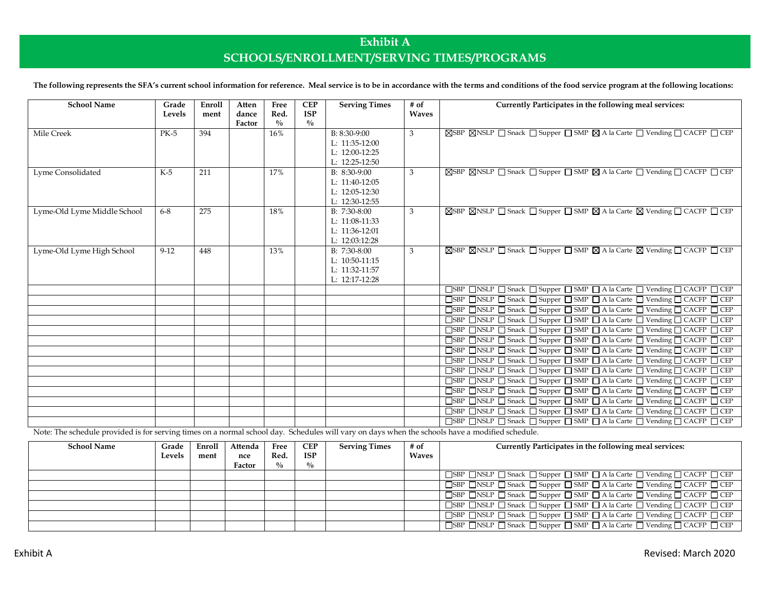# Exhibit A

## SCHOOLS/ENROLLMENT/SERVING TIMES/PROGRAMS

**The following represents the SFA's current school information for reference. Meal service is to be in accordance with the terms and conditions of the food service program at the following locations:**

| School Name | Grade Levels | Enroll ment | Atten dance Factor | Free Red. % | CEP ISP % | Serving Times | # of Waves | Currently Participates in the following meal services: |
|---|---|---|---|---|---|---|---|---|
| Mile Creek | PK-5 | 394 | | 16% | | B: 8:30-9:00<br>L: 11:35-12:00<br>L: 12:00-12:25<br>L: 12:25-12:50 | 3 | ☒SBP ☒NSLP ☐ Snack ☐ Supper ☐ SMP ☒ A la Carte ☐ Vending ☐ CACFP ☐ CEP |
| Lyme Consolidated | K-5 | 211 | | 17% | | B: 8:30-9:00<br>L: 11:40-12:05<br>L: 12:05-12:30<br>L: 12:30-12:55 | 3 | ☒SBP ☒NSLP ☐ Snack ☐ Supper ☐ SMP ☒ A la Carte ☐ Vending ☐ CACFP ☐ CEP |
| Lyme-Old Lyme Middle School | 6-8 | 275 | | 18% | | B: 7:30-8:00<br>L: 11:08-11:33<br>L: 11:36-12:01<br>L: 12:03:12:28 | 3 | ☒SBP ☒NSLP ☐ Snack ☐ Supper ☐ SMP ☒ A la Carte ☒ Vending ☐ CACFP ☐ CEP |
| Lyme-Old Lyme High School | 9-12 | 448 | | 13% | | B: 7:30-8:00<br>L: 10:50-11:15<br>L: 11:32-11:57<br>L: 12:17-12:28 | 3 | ☒SBP ☒NSLP ☐ Snack ☐ Supper ☐ SMP ☒ A la Carte ☒ Vending ☐ CACFP ☐ CEP |
| | | | | | | | | ☐SBP ☐NSLP ☐ Snack ☐ Supper ☐ SMP ☐ A la Carte ☐ Vending ☐ CACFP ☐ CEP |
| | | | | | | | | ☐SBP ☐NSLP ☐ Snack ☐ Supper ☐ SMP ☐ A la Carte ☐ Vending ☐ CACFP ☐ CEP |
| | | | | | | | | ☐SBP ☐NSLP ☐ Snack ☐ Supper ☐ SMP ☐ A la Carte ☐ Vending ☐ CACFP ☐ CEP |
| | | | | | | | | ☐SBP ☐NSLP ☐ Snack ☐ Supper ☐ SMP ☐ A la Carte ☐ Vending ☐ CACFP ☐ CEP |
| | | | | | | | | ☐SBP ☐NSLP ☐ Snack ☐ Supper ☐ SMP ☐ A la Carte ☐ Vending ☐ CACFP ☐ CEP |
| | | | | | | | | ☐SBP ☐NSLP ☐ Snack ☐ Supper ☐ SMP ☐ A la Carte ☐ Vending ☐ CACFP ☐ CEP |
| | | | | | | | | ☐SBP ☐NSLP ☐ Snack ☐ Supper ☐ SMP ☐ A la Carte ☐ Vending ☐ CACFP ☐ CEP |
| | | | | | | | | ☐SBP ☐NSLP ☐ Snack ☐ Supper ☐ SMP ☐ A la Carte ☐ Vending ☐ CACFP ☐ CEP |
| | | | | | | | | ☐SBP ☐NSLP ☐ Snack ☐ Supper ☐ SMP ☐ A la Carte ☐ Vending ☐ CACFP ☐ CEP |
| | | | | | | | | ☐SBP ☐NSLP ☐ Snack ☐ Supper ☐ SMP ☐ A la Carte ☐ Vending ☐ CACFP ☐ CEP |
| | | | | | | | | ☐SBP ☐NSLP ☐ Snack ☐ Supper ☐ SMP ☐ A la Carte ☐ Vending ☐ CACFP ☐ CEP |
| | | | | | | | | ☐SBP ☐NSLP ☐ Snack ☐ Supper ☐ SMP ☐ A la Carte ☐ Vending ☐ CACFP ☐ CEP |
| | | | | | | | | ☐SBP ☐NSLP ☐ Snack ☐ Supper ☐ SMP ☐ A la Carte ☐ Vending ☐ CACFP ☐ CEP |
| | | | | | | | | ☐SBP ☐NSLP ☐ Snack ☐ Supper ☐ SMP ☐ A la Carte ☐ Vending ☐ CACFP ☐ CEP |

Note: The schedule provided is for serving times on a normal school day. Schedules will vary on days when the schools have a modified schedule.

| School Name | Grade Levels | Enroll ment | Attenda nce Factor | Free Red. % | CEP ISP % | Serving Times | # of Waves | Currently Participates in the following meal services: |
|---|---|---|---|---|---|---|---|---|
| | | | | | | | | ☐SBP ☐NSLP ☐ Snack ☐ Supper ☐ SMP ☐ A la Carte ☐ Vending ☐ CACFP ☐ CEP |
| | | | | | | | | ☐SBP ☐NSLP ☐ Snack ☐ Supper ☐ SMP ☐ A la Carte ☐ Vending ☐ CACFP ☐ CEP |
| | | | | | | | | ☐SBP ☐NSLP ☐ Snack ☐ Supper ☐ SMP ☐ A la Carte ☐ Vending ☐ CACFP ☐ CEP |
| | | | | | | | | ☐SBP ☐NSLP ☐ Snack ☐ Supper ☐ SMP ☐ A la Carte ☐ Vending ☐ CACFP ☐ CEP |
| | | | | | | | | ☐SBP ☐NSLP ☐ Snack ☐ Supper ☐ SMP ☐ A la Carte ☐ Vending ☐ CACFP ☐ CEP |
| | | | | | | | | ☐SBP ☐NSLP ☐ Snack ☐ Supper ☐ SMP ☐ A la Carte ☐ Vending ☐ CACFP ☐ CEP |

Exhibit A Revised: March 2020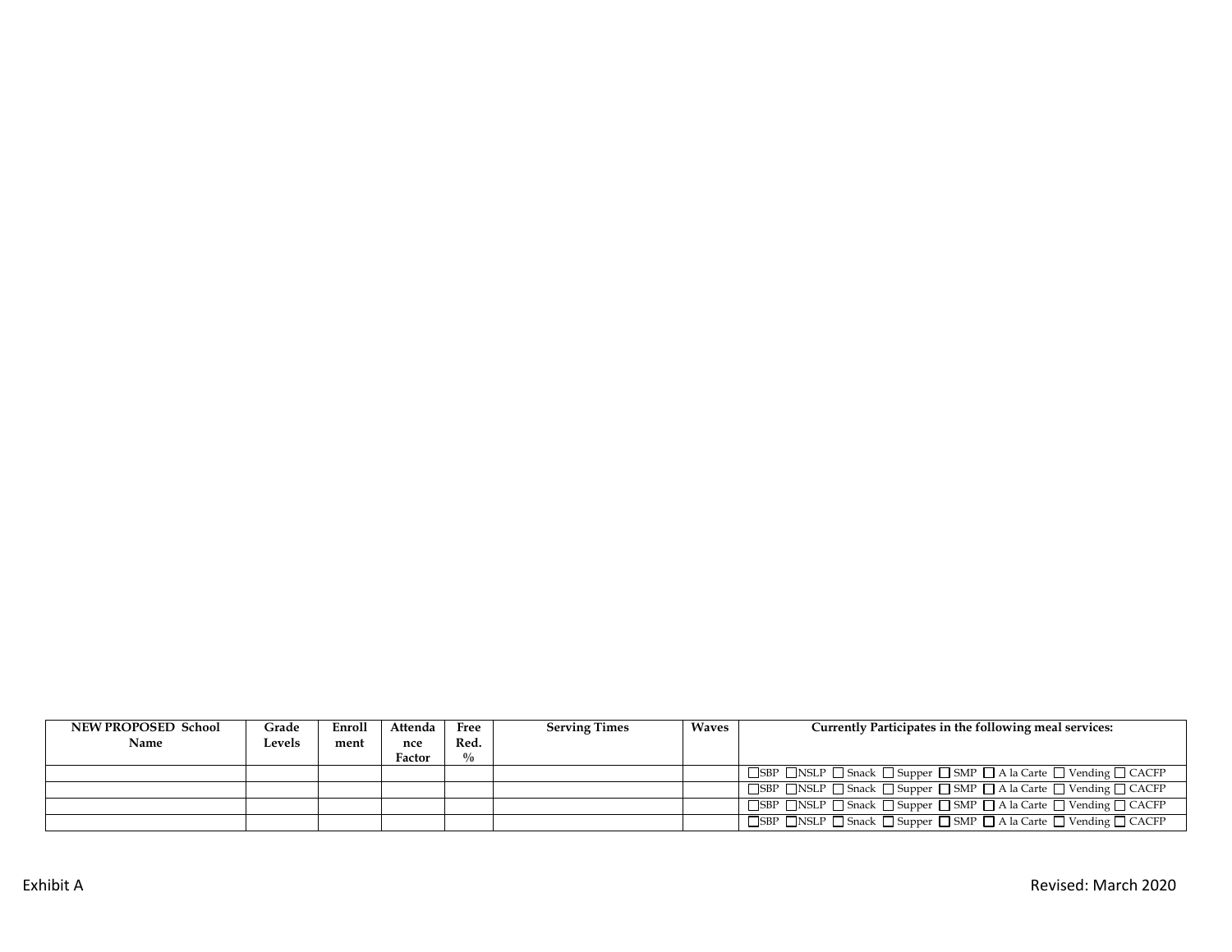| NEW PROPOSED School Name | Grade Levels | Enrollment | Attendance Factor | Free Red. % | Serving Times | Waves | Currently Participates in the following meal services: |
|---|---|---|---|---|---|---|---|
| | | | | | | | ☐SBP ☐NSLP ☐ Snack ☐ Supper ☐ SMP ☐ A la Carte ☐ Vending ☐ CACFP |
| | | | | | | | ☐SBP ☐NSLP ☐ Snack ☐ Supper ☐ SMP ☐ A la Carte ☐ Vending ☐ CACFP |
| | | | | | | | ☐SBP ☐NSLP ☐ Snack ☐ Supper ☐ SMP ☐ A la Carte ☐ Vending ☐ CACFP |
| | | | | | | | ☐SBP ☐NSLP ☐ Snack ☐ Supper ☐ SMP ☐ A la Carte ☐ Vending ☐ CACFP |

Exhibit A

Revised: March 2020